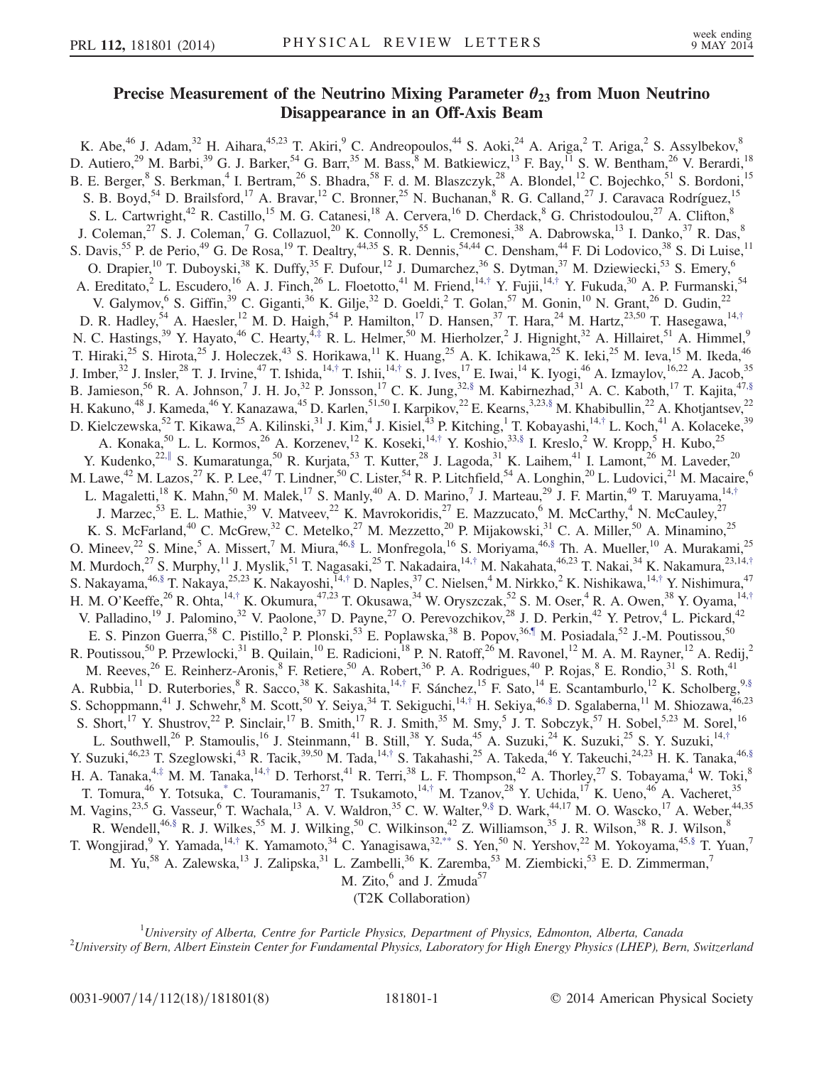# Precise Measurement of the Neutrino Mixing Parameter $\theta_{23}$ from Muon Neutrino Disappearance in an Off-Axis Beam

K. Abe,[46] J. Adam,[32] H. Aihara,[45,23] T. Akiri,[9] C. Andreopoulos,[44] S. Aoki,[24] A. Ariga,[2] T. Ariga,[2] S. Assylbekov,[8] D. Autiero,[29] M. Barbi,[39] G. J. Barker,[54] G. Barr,[35] M. Bass,[8] M. Batkiewicz,[13] F. Bay,[11] S. W. Bentham,[26] V. Berardi,[18] B. E. Berger,[8] S. Berkman,[4] I. Bertram,[26] S. Bhadra,[58] F. d. M. Blaszczyk,[28] A. Blondel,[12] C. Bojechko,[51] S. Bordoni,[15] S. B. Boyd,[54] D. Brailsford,[17] A. Bravar,[12] C. Bronner,[25] N. Buchanan,[8] R. G. Calland,[27] J. Caravaca Rodríguez,[15] S. L. Cartwright,[42] R. Castillo,[15] M. G. Catanesi,[18] A. Cervera,[16] D. Cherdack,[8] G. Christodoulou,[27] A. Clifton,[8] J. Coleman,[27] S. J. Coleman,[7] G. Collazuol,[20] K. Connolly,[55] L. Cremonesi,[38] A. Dabrowska,[13] I. Danko,[37] R. Das,[8] S. Davis,[55] P. de Perio,[49] G. De Rosa,[19] T. Dealtry,[44,35] S. R. Dennis,[54,44] C. Densham,[44] F. Di Lodovico,[38] S. Di Luise,[11] O. Drapier,[10] T. Duboyski,[38] K. Duffy,[35] F. Dufour,[12] J. Dumarchez,[36] S. Dytman,[37] M. Dziewiecki,[53] S. Emery,[6] A. Ereditato,[2] L. Escudero,[16] A. J. Finch,[26] L. Floetotto,[41] M. Friend,[14,†] Y. Fujii,[14,†] Y. Fukuda,[30] A. P. Furmanski,[54] V. Galymov,[6] S. Giffin,[39] C. Giganti,[36] K. Gilje,[32] D. Goeldi,[2] T. Golan,[57] M. Gonin,[10] N. Grant,[26] D. Gudin,[22] D. R. Hadley,[54] A. Haesler,[12] M. D. Haigh,[54] P. Hamilton,[17] D. Hansen,[37] T. Hara,[24] M. Hartz,[23,50] T. Hasegawa,[14,†] N. C. Hastings,[39] Y. Hayato,[46] C. Hearty,[4,‡] R. L. Helmer,[50] M. Hierholzer,[2] J. Hignight,[32] A. Hillairet,[51] A. Himmel,[9] T. Hiraki,[25] S. Hirota,[25] J. Holeczek,[43] S. Horikawa,[11] K. Huang,[25] A. K. Ichikawa,[25] K. Ieki,[25] M. Ieva,[15] M. Ikeda,[46] J. Imber,[32] J. Insler,[28] T. J. Irvine,[47] T. Ishida,[14,†] T. Ishii,[14,†] S. J. Ives,[17] E. Iwai,[14] K. Iyogi,[46] A. Izmaylov,[16,22] A. Jacob,[35] B. Jamieson,[56] R. A. Johnson,[7] J. H. Jo,[32] P. Jonsson,[17] C. K. Jung,[32,§] M. Kabirnezhad,[31] A. C. Kaboth,[17] T. Kajita,[47,§] H. Kakuno,[48] J. Kameda,[46] Y. Kanazawa,[45] D. Karlen,[51,50] I. Karpikov,[22] E. Kearns,[3,23,§] M. Khabibullin,[22] A. Khotjantsev,[22] D. Kielczewska,[52] T. Kikawa,[25] A. Kilinski,[31] J. Kim,[4] J. Kisiel,[43] P. Kitching,[1] T. Kobayashi,[14,†] L. Koch,[41] A. Kolaceke,[39] A. Konaka,[50] L. L. Kormos,[26] A. Korzenev,[12] K. Koseki,[14,†] Y. Koshio,[33,§] I. Kreslo,[2] W. Kropp,[5] H. Kubo,[25] Y. Kudenko,[22,∥] S. Kumaratunga,[50] R. Kurjata,[53] T. Kutter,[28] J. Lagoda,[31] K. Laihem,[41] I. Lamont,[26] M. Laveder,[20] M. Lawe,[42] M. Lazos,[27] K. P. Lee,[47] T. Lindner,[50] C. Lister,[54] R. P. Litchfield,[54] A. Longhin,[20] L. Ludovici,[21] M. Macaire,[6] L. Magaletti,[18] K. Mahn,[50] M. Malek,[17] S. Manly,[40] A. D. Marino,[7] J. Marteau,[29] J. F. Martin,[49] T. Maruyama,[14,†] J. Marzec,[53] E. L. Mathie,[39] V. Matveev,[22] K. Mavrokoridis,[27] E. Mazzucato,[6] M. McCarthy,[4] N. McCauley,[27] K. S. McFarland,[40] C. McGrew,[32] C. Metelko,[27] M. Mezzetto,[20] P. Mijakowski,[31] C. A. Miller,[50] A. Minamino,[25] O. Mineev,[22] S. Mine,[5] A. Missert,[7] M. Miura,[46,§] L. Monfregola,[16] S. Moriyama,[46,§] Th. A. Mueller,[10] A. Murakami,[25] M. Murdoch,[27] S. Murphy,[11] J. Myslik,[51] T. Nagasaki,[25] T. Nakadaira,[14,†] M. Nakahata,[46,23] T. Nakai,[34] K. Nakamura,[23,14,†] S. Nakayama,[46,§] T. Nakaya,[25,23] K. Nakayoshi,[14,†] D. Naples,[37] C. Nielsen,[4] M. Nirkko,[2] K. Nishikawa,[14,†] Y. Nishimura,[47] H. M. O'Keeffe,[26] R. Ohta,[14,†] K. Okumura,[47,23] T. Okusawa,[34] W. Oryszczak,[52] S. M. Oser,[4] R. A. Owen,[38] Y. Oyama,[14,†] V. Palladino,[19] J. Palomino,[32] V. Paolone,[37] D. Payne,[27] O. Perevozchikov,[28] J. D. Perkin,[42] Y. Petrov,[4] L. Pickard,[42] E. S. Pinzon Guerra,[58] C. Pistillo,[2] P. Plonski,[53] E. Poplawska,[38] B. Popov,[36,¶] M. Posiadala,[52] J.-M. Poutissou,[50] R. Poutissou,[50] P. Przewlocki,[31] B. Quilain,[10] E. Radicioni,[18] P. N. Ratoff,[26] M. Ravonel,[12] M. A. M. Rayner,[12] A. Redij,[2] M. Reeves,[26] E. Reinherz-Aronis,[8] F. Retiere,[50] A. Robert,[36] P. A. Rodrigues,[40] P. Rojas,[8] E. Rondio,[31] S. Roth,[41] A. Rubbia,[11] D. Ruterbories,[8] R. Sacco,[38] K. Sakashita,[14,†] F. Sánchez,[15] F. Sato,[14] E. Scantamburlo,[12] K. Scholberg,[9,§] S. Schoppmann,[41] J. Schwehr,[8] M. Scott,[50] Y. Seiya,[34] T. Sekiguchi,[14,†] H. Sekiya,[46,§] D. Sgalaberna,[11] M. Shiozawa,[46,23] S. Short,[17] Y. Shustrov,[22] P. Sinclair,[17] B. Smith,[17] R. J. Smith,[35] M. Smy,[5] J. T. Sobczyk,[57] H. Sobel,[5,23] M. Sorel,[16] L. Southwell,[26] P. Stamoulis,[16] J. Steinmann,[41] B. Still,[38] Y. Suda,[45] A. Suzuki,[24] K. Suzuki,[25] S. Y. Suzuki,[14,†] Y. Suzuki,[46,23] T. Szeglowski,[43] R. Tacik,[39,50] M. Tada,[14,†] S. Takahashi,[25] A. Takeda,[46] Y. Takeuchi,[24,23] H. K. Tanaka,[46,§] H. A. Tanaka,[4,‡] M. M. Tanaka,[14,†] D. Terhorst,[41] R. Terri,[38] L. F. Thompson,[42] A. Thorley,[27] S. Tobayama,[4] W. Toki,[8] T. Tomura,[46] Y. Totsuka,[*] C. Touramanis,[27] T. Tsukamoto,[14,†] M. Tzanov,[28] Y. Uchida,[17] K. Ueno,[46] A. Vacheret,[35] M. Vagins,[23,5] G. Vasseur,[6] T. Wachala,[13] A. V. Waldron,[35] C. W. Walter,[9,§] D. Wark,[44,17] M. O. Wascko,[17] A. Weber,[44,35] R. Wendell,[46,§] R. J. Wilkes,[55] M. J. Wilking,[50] C. Wilkinson,[42] Z. Williamson,[35] J. R. Wilson,[38] R. J. Wilson,[8] T. Wongjirad,[9] Y. Yamada,[14,†] K. Yamamoto,[34] C. Yanagisawa,[32,**] S. Yen,[50] N. Yershov,[22] M. Yokoyama,[45,§] T. Yuan,[7] M. Yu,[58] A. Zalewska,[13] J. Zalipska,[31] L. Zambelli,[36] K. Zaremba,[53] M. Ziembicki,[53] E. D. Zimmerman,[7] M. Zito,[6] and J. Żmuda[57]

(T2K Collaboration)

[1] *University of Alberta, Centre for Particle Physics, Department of Physics, Edmonton, Alberta, Canada*
[2] *University of Bern, Albert Einstein Center for Fundamental Physics, Laboratory for High Energy Physics (LHEP), Bern, Switzerland*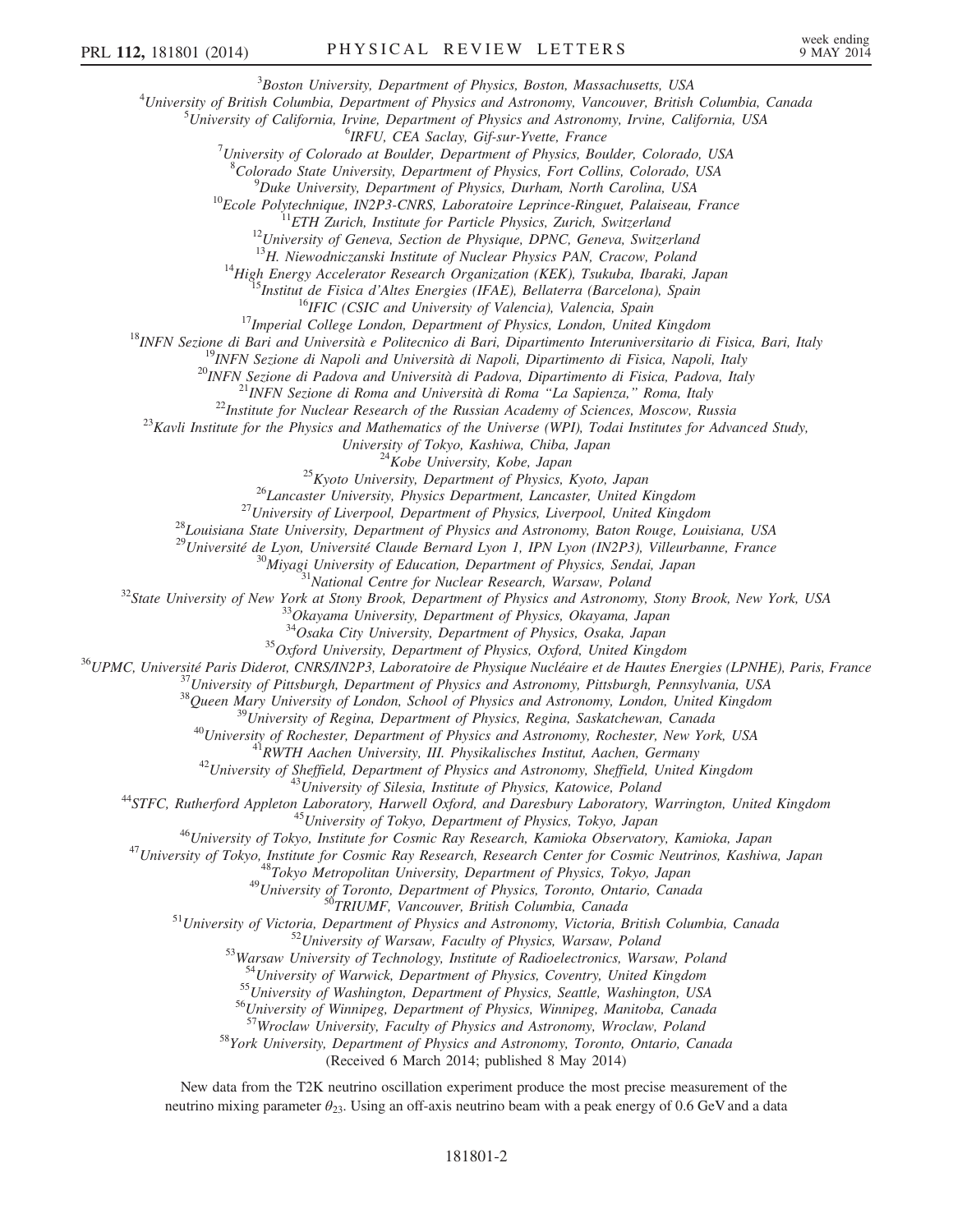[3]Boston University, Department of Physics, Boston, Massachusetts, USA
[4]University of British Columbia, Department of Physics and Astronomy, Vancouver, British Columbia, Canada
[5]University of California, Irvine, Department of Physics and Astronomy, Irvine, California, USA
[6]IRFU, CEA Saclay, Gif-sur-Yvette, France
[7]University of Colorado at Boulder, Department of Physics, Boulder, Colorado, USA
[8]Colorado State University, Department of Physics, Fort Collins, Colorado, USA
[9]Duke University, Department of Physics, Durham, North Carolina, USA
[10]Ecole Polytechnique, IN2P3-CNRS, Laboratoire Leprince-Ringuet, Palaiseau, France
[11]ETH Zurich, Institute for Particle Physics, Zurich, Switzerland
[12]University of Geneva, Section de Physique, DPNC, Geneva, Switzerland
[13]H. Niewodniczanski Institute of Nuclear Physics PAN, Cracow, Poland
[14]High Energy Accelerator Research Organization (KEK), Tsukuba, Ibaraki, Japan
[15]Institut de Fisica d'Altes Energies (IFAE), Bellaterra (Barcelona), Spain
[16]IFIC (CSIC and University of Valencia), Valencia, Spain
[17]Imperial College London, Department of Physics, London, United Kingdom
[18]INFN Sezione di Bari and Università e Politecnico di Bari, Dipartimento Interuniversitario di Fisica, Bari, Italy
[19]INFN Sezione di Napoli and Università di Napoli, Dipartimento di Fisica, Napoli, Italy
[20]INFN Sezione di Padova and Università di Padova, Dipartimento di Fisica, Padova, Italy
[21]INFN Sezione di Roma and Università di Roma "La Sapienza," Roma, Italy
[22]Institute for Nuclear Research of the Russian Academy of Sciences, Moscow, Russia
[23]Kavli Institute for the Physics and Mathematics of the Universe (WPI), Todai Institutes for Advanced Study, University of Tokyo, Kashiwa, Chiba, Japan
[24]Kobe University, Kobe, Japan
[25]Kyoto University, Department of Physics, Kyoto, Japan
[26]Lancaster University, Physics Department, Lancaster, United Kingdom
[27]University of Liverpool, Department of Physics, Liverpool, United Kingdom
[28]Louisiana State University, Department of Physics and Astronomy, Baton Rouge, Louisiana, USA
[29]Université de Lyon, Université Claude Bernard Lyon 1, IPN Lyon (IN2P3), Villeurbanne, France
[30]Miyagi University of Education, Department of Physics, Sendai, Japan
[31]National Centre for Nuclear Research, Warsaw, Poland
[32]State University of New York at Stony Brook, Department of Physics and Astronomy, Stony Brook, New York, USA
[33]Okayama University, Department of Physics, Okayama, Japan
[34]Osaka City University, Department of Physics, Osaka, Japan
[35]Oxford University, Department of Physics, Oxford, United Kingdom
[36]UPMC, Université Paris Diderot, CNRS/IN2P3, Laboratoire de Physique Nucléaire et de Hautes Energies (LPNHE), Paris, France
[37]University of Pittsburgh, Department of Physics and Astronomy, Pittsburgh, Pennsylvania, USA
[38]Queen Mary University of London, School of Physics and Astronomy, London, United Kingdom
[39]University of Regina, Department of Physics, Regina, Saskatchewan, Canada
[40]University of Rochester, Department of Physics and Astronomy, Rochester, New York, USA
[41]RWTH Aachen University, III. Physikalisches Institut, Aachen, Germany
[42]University of Sheffield, Department of Physics and Astronomy, Sheffield, United Kingdom
[43]University of Silesia, Institute of Physics, Katowice, Poland
[44]STFC, Rutherford Appleton Laboratory, Harwell Oxford, and Daresbury Laboratory, Warrington, United Kingdom
[45]University of Tokyo, Department of Physics, Tokyo, Japan
[46]University of Tokyo, Institute for Cosmic Ray Research, Kamioka Observatory, Kamioka, Japan
[47]University of Tokyo, Institute for Cosmic Ray Research, Research Center for Cosmic Neutrinos, Kashiwa, Japan
[48]Tokyo Metropolitan University, Department of Physics, Tokyo, Japan
[49]University of Toronto, Department of Physics, Toronto, Ontario, Canada
[50]TRIUMF, Vancouver, British Columbia, Canada
[51]University of Victoria, Department of Physics and Astronomy, Victoria, British Columbia, Canada
[52]University of Warsaw, Faculty of Physics, Warsaw, Poland
[53]Warsaw University of Technology, Institute of Radioelectronics, Warsaw, Poland
[54]University of Warwick, Department of Physics, Coventry, United Kingdom
[55]University of Washington, Department of Physics, Seattle, Washington, USA
[56]University of Winnipeg, Department of Physics, Winnipeg, Manitoba, Canada
[57]Wroclaw University, Faculty of Physics and Astronomy, Wroclaw, Poland
[58]York University, Department of Physics and Astronomy, Toronto, Ontario, Canada

(Received 6 March 2014; published 8 May 2014)

New data from the T2K neutrino oscillation experiment produce the most precise measurement of the neutrino mixing parameter $\theta_{23}$. Using an off-axis neutrino beam with a peak energy of 0.6 GeV and a data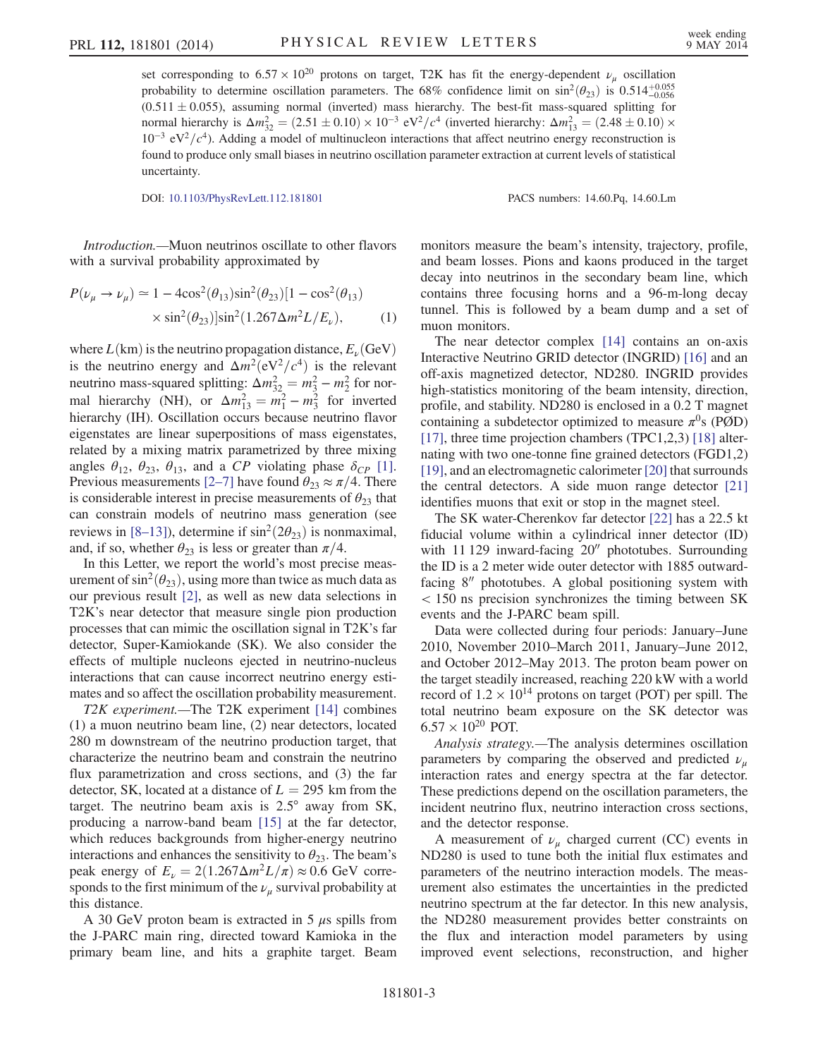set corresponding to $6.57 \times 10^{20}$ protons on target, T2K has fit the energy-dependent $\nu_\mu$ oscillation probability to determine oscillation parameters. The 68% confidence limit on $\sin^2(\theta_{23})$ is $0.514^{+0.055}_{-0.056}$ ($0.511 \pm 0.055$), assuming normal (inverted) mass hierarchy. The best-fit mass-squared splitting for normal hierarchy is $\Delta m^2_{32} = (2.51 \pm 0.10) \times 10^{-3}\ \mathrm{eV}^2/c^4$ (inverted hierarchy: $\Delta m^2_{13} = (2.48 \pm 0.10) \times 10^{-3}\ \mathrm{eV}^2/c^4$). Adding a model of multinucleon interactions that affect neutrino energy reconstruction is found to produce only small biases in neutrino oscillation parameter extraction at current levels of statistical uncertainty.

DOI: 10.1103/PhysRevLett.112.181801 PACS numbers: 14.60.Pq, 14.60.Lm

*Introduction.*—Muon neutrinos oscillate to other flavors with a survival probability approximated by

$$P(\nu_\mu \to \nu_\mu) \simeq 1 - 4\cos^2(\theta_{13})\sin^2(\theta_{23})[1 - \cos^2(\theta_{13}) \times \sin^2(\theta_{23})]\sin^2(1.267\Delta m^2 L/E_\nu), \quad (1)$$

where $L$(km) is the neutrino propagation distance, $E_\nu$(GeV) is the neutrino energy and $\Delta m^2(\mathrm{eV}^2/c^4)$ is the relevant neutrino mass-squared splitting: $\Delta m^2_{32} = m^2_3 - m^2_2$ for normal hierarchy (NH), or $\Delta m^2_{13} = m^2_1 - m^2_3$ for inverted hierarchy (IH). Oscillation occurs because neutrino flavor eigenstates are linear superpositions of mass eigenstates, related by a mixing matrix parametrized by three mixing angles $\theta_{12}$, $\theta_{23}$, $\theta_{13}$, and a $CP$ violating phase $\delta_{CP}$ [1]. Previous measurements [2–7] have found $\theta_{23} \approx \pi/4$. There is considerable interest in precise measurements of $\theta_{23}$ that can constrain models of neutrino mass generation (see reviews in [8–13]), determine if $\sin^2(2\theta_{23})$ is nonmaximal, and, if so, whether $\theta_{23}$ is less or greater than $\pi/4$.

In this Letter, we report the world's most precise measurement of $\sin^2(\theta_{23})$, using more than twice as much data as our previous result [2], as well as new data selections in T2K's near detector that measure single pion production processes that can mimic the oscillation signal in T2K's far detector, Super-Kamiokande (SK). We also consider the effects of multiple nucleons ejected in neutrino-nucleus interactions that can cause incorrect neutrino energy estimates and so affect the oscillation probability measurement.

*T2K experiment.*—The T2K experiment [14] combines (1) a muon neutrino beam line, (2) near detectors, located 280 m downstream of the neutrino production target, that characterize the neutrino beam and constrain the neutrino flux parametrization and cross sections, and (3) the far detector, SK, located at a distance of $L = 295$ km from the target. The neutrino beam axis is 2.5° away from SK, producing a narrow-band beam [15] at the far detector, which reduces backgrounds from higher-energy neutrino interactions and enhances the sensitivity to $\theta_{23}$. The beam's peak energy of $E_\nu = 2(1.267\Delta m^2 L/\pi) \approx 0.6$ GeV corresponds to the first minimum of the $\nu_\mu$ survival probability at this distance.

A 30 GeV proton beam is extracted in 5 $\mu$s spills from the J-PARC main ring, directed toward Kamioka in the primary beam line, and hits a graphite target. Beam monitors measure the beam's intensity, trajectory, profile, and beam losses. Pions and kaons produced in the target decay into neutrinos in the secondary beam line, which contains three focusing horns and a 96-m-long decay tunnel. This is followed by a beam dump and a set of muon monitors.

The near detector complex [14] contains an on-axis Interactive Neutrino GRID detector (INGRID) [16] and an off-axis magnetized detector, ND280. INGRID provides high-statistics monitoring of the beam intensity, direction, profile, and stability. ND280 is enclosed in a 0.2 T magnet containing a subdetector optimized to measure $\pi^0$s (PØD) [17], three time projection chambers (TPC1,2,3) [18] alternating with two one-tonne fine grained detectors (FGD1,2) [19], and an electromagnetic calorimeter [20] that surrounds the central detectors. A side muon range detector [21] identifies muons that exit or stop in the magnet steel.

The SK water-Cherenkov far detector [22] has a 22.5 kt fiducial volume within a cylindrical inner detector (ID) with 11 129 inward-facing 20″ phototubes. Surrounding the ID is a 2 meter wide outer detector with 1885 outward-facing 8″ phototubes. A global positioning system with < 150 ns precision synchronizes the timing between SK events and the J-PARC beam spill.

Data were collected during four periods: January–June 2010, November 2010–March 2011, January–June 2012, and October 2012–May 2013. The proton beam power on the target steadily increased, reaching 220 kW with a world record of $1.2 \times 10^{14}$ protons on target (POT) per spill. The total neutrino beam exposure on the SK detector was $6.57 \times 10^{20}$ POT.

*Analysis strategy.*—The analysis determines oscillation parameters by comparing the observed and predicted $\nu_\mu$ interaction rates and energy spectra at the far detector. These predictions depend on the oscillation parameters, the incident neutrino flux, neutrino interaction cross sections, and the detector response.

A measurement of $\nu_\mu$ charged current (CC) events in ND280 is used to tune both the initial flux estimates and parameters of the neutrino interaction models. The measurement also estimates the uncertainties in the predicted neutrino spectrum at the far detector. In this new analysis, the ND280 measurement provides better constraints on the flux and interaction model parameters by using improved event selections, reconstruction, and higher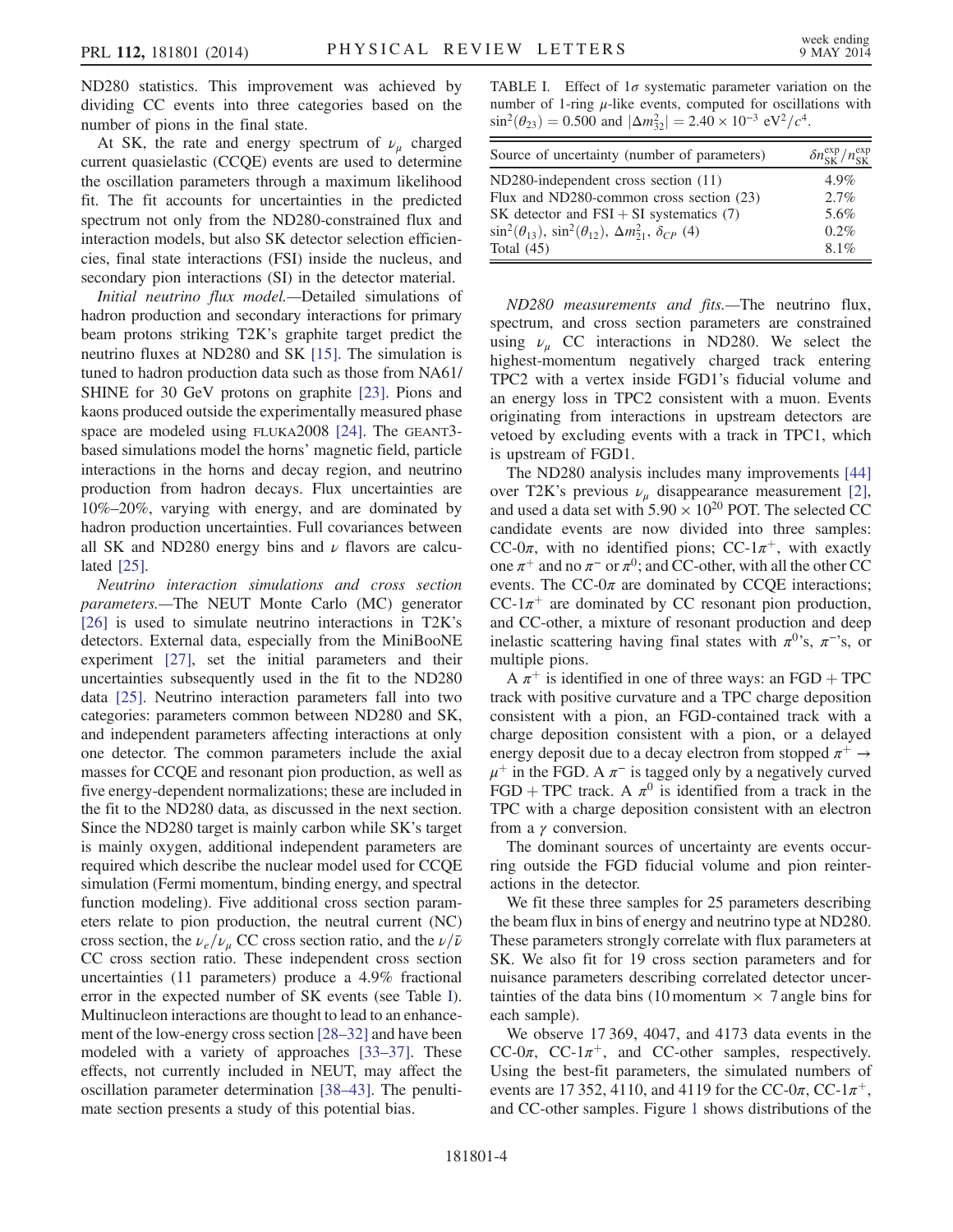ND280 statistics. This improvement was achieved by dividing CC events into three categories based on the number of pions in the final state.

At SK, the rate and energy spectrum of $\nu_\mu$ charged current quasielastic (CCQE) events are used to determine the oscillation parameters through a maximum likelihood fit. The fit accounts for uncertainties in the predicted spectrum not only from the ND280-constrained flux and interaction models, but also SK detector selection efficiencies, final state interactions (FSI) inside the nucleus, and secondary pion interactions (SI) in the detector material.

*Initial neutrino flux model.*—Detailed simulations of hadron production and secondary interactions for primary beam protons striking T2K's graphite target predict the neutrino fluxes at ND280 and SK [15]. The simulation is tuned to hadron production data such as those from NA61/SHINE for 30 GeV protons on graphite [23]. Pions and kaons produced outside the experimentally measured phase space are modeled using FLUKA2008 [24]. The GEANT3-based simulations model the horns' magnetic field, particle interactions in the horns and decay region, and neutrino production from hadron decays. Flux uncertainties are 10%–20%, varying with energy, and are dominated by hadron production uncertainties. Full covariances between all SK and ND280 energy bins and $\nu$ flavors are calculated [25].

*Neutrino interaction simulations and cross section parameters.*—The NEUT Monte Carlo (MC) generator [26] is used to simulate neutrino interactions in T2K's detectors. External data, especially from the MiniBooNE experiment [27], set the initial parameters and their uncertainties subsequently used in the fit to the ND280 data [25]. Neutrino interaction parameters fall into two categories: parameters common between ND280 and SK, and independent parameters affecting interactions at only one detector. The common parameters include the axial masses for CCQE and resonant pion production, as well as five energy-dependent normalizations; these are included in the fit to the ND280 data, as discussed in the next section. Since the ND280 target is mainly carbon while SK's target is mainly oxygen, additional independent parameters are required which describe the nuclear model used for CCQE simulation (Fermi momentum, binding energy, and spectral function modeling). Five additional cross section parameters relate to pion production, the neutral current (NC) cross section, the $\nu_e/\nu_\mu$ CC cross section ratio, and the $\nu/\bar{\nu}$ CC cross section ratio. These independent cross section uncertainties (11 parameters) produce a 4.9% fractional error in the expected number of SK events (see Table I). Multinucleon interactions are thought to lead to an enhancement of the low-energy cross section [28–32] and have been modeled with a variety of approaches [33–37]. These effects, not currently included in NEUT, may affect the oscillation parameter determination [38–43]. The penultimate section presents a study of this potential bias.

TABLE I. Effect of $1\sigma$ systematic parameter variation on the number of 1-ring $\mu$-like events, computed for oscillations with $\sin^2(\theta_{23}) = 0.500$ and $|\Delta m^2_{32}| = 2.40 \times 10^{-3}$ eV$^2/c^4$.

| Source of uncertainty (number of parameters) | $\delta n^{\rm exp}_{\rm SK}/n^{\rm exp}_{\rm SK}$ |
|---|---|
| ND280-independent cross section (11) | 4.9% |
| Flux and ND280-common cross section (23) | 2.7% |
| SK detector and FSI + SI systematics (7) | 5.6% |
| $\sin^2(\theta_{13})$, $\sin^2(\theta_{12})$, $\Delta m^2_{21}$, $\delta_{CP}$ (4) | 0.2% |
| Total (45) | 8.1% |

*ND280 measurements and fits.*—The neutrino flux, spectrum, and cross section parameters are constrained using $\nu_\mu$ CC interactions in ND280. We select the highest-momentum negatively charged track entering TPC2 with a vertex inside FGD1's fiducial volume and an energy loss in TPC2 consistent with a muon. Events originating from interactions in upstream detectors are vetoed by excluding events with a track in TPC1, which is upstream of FGD1.

The ND280 analysis includes many improvements [44] over T2K's previous $\nu_\mu$ disappearance measurement [2], and used a data set with $5.90 \times 10^{20}$ POT. The selected CC candidate events are now divided into three samples: CC-$0\pi$, with no identified pions; CC-$1\pi^+$, with exactly one $\pi^+$ and no $\pi^-$ or $\pi^0$; and CC-other, with all the other CC events. The CC-$0\pi$ are dominated by CCQE interactions; CC-$1\pi^+$ are dominated by CC resonant pion production, and CC-other, a mixture of resonant production and deep inelastic scattering having final states with $\pi^0$'s, $\pi^-$'s, or multiple pions.

A $\pi^+$ is identified in one of three ways: an FGD + TPC track with positive curvature and a TPC charge deposition consistent with a pion, an FGD-contained track with a charge deposition consistent with a pion, or a delayed energy deposit due to a decay electron from stopped $\pi^+ \to \mu^+$ in the FGD. A $\pi^-$ is tagged only by a negatively curved FGD + TPC track. A $\pi^0$ is identified from a track in the TPC with a charge deposition consistent with an electron from a $\gamma$ conversion.

The dominant sources of uncertainty are events occurring outside the FGD fiducial volume and pion reinteractions in the detector.

We fit these three samples for 25 parameters describing the beam flux in bins of energy and neutrino type at ND280. These parameters strongly correlate with flux parameters at SK. We also fit for 19 cross section parameters and for nuisance parameters describing correlated detector uncertainties of the data bins (10 momentum $\times$ 7 angle bins for each sample).

We observe 17 369, 4047, and 4173 data events in the CC-$0\pi$, CC-$1\pi^+$, and CC-other samples, respectively. Using the best-fit parameters, the simulated numbers of events are 17 352, 4110, and 4119 for the CC-$0\pi$, CC-$1\pi^+$, and CC-other samples. Figure 1 shows distributions of the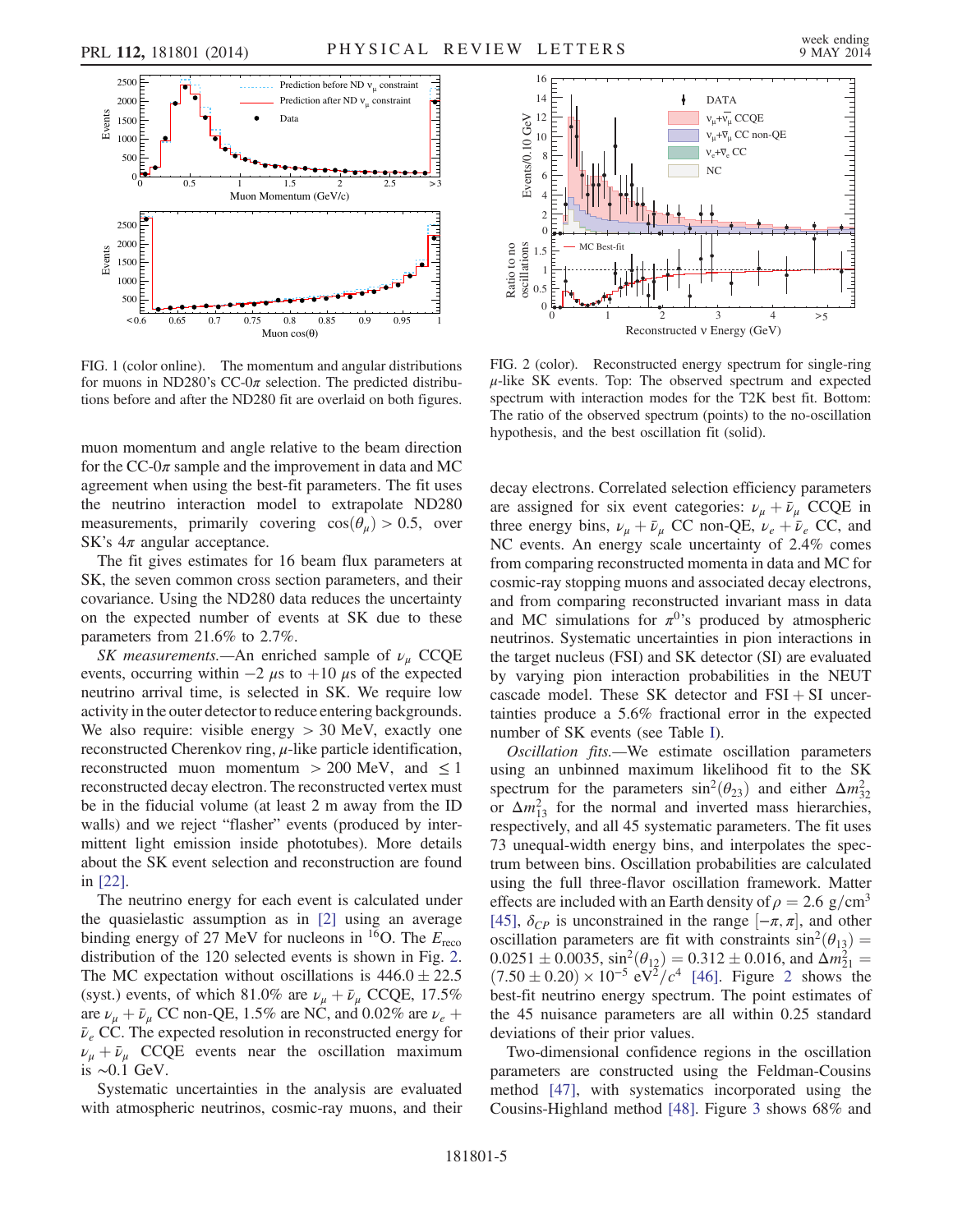FIG. 1 (color online). The momentum and angular distributions for muons in ND280's CC-0$\pi$ selection. The predicted distributions before and after the ND280 fit are overlaid on both figures.

FIG. 2 (color). Reconstructed energy spectrum for single-ring $\mu$-like SK events. Top: The observed spectrum and expected spectrum with interaction modes for the T2K best fit. Bottom: The ratio of the observed spectrum (points) to the no-oscillation hypothesis, and the best oscillation fit (solid).

muon momentum and angle relative to the beam direction for the CC-0$\pi$ sample and the improvement in data and MC agreement when using the best-fit parameters. The fit uses the neutrino interaction model to extrapolate ND280 measurements, primarily covering $\cos(\theta_\mu) > 0.5$, over SK's $4\pi$ angular acceptance.

The fit gives estimates for 16 beam flux parameters at SK, the seven common cross section parameters, and their covariance. Using the ND280 data reduces the uncertainty on the expected number of events at SK due to these parameters from 21.6% to 2.7%.

*SK measurements.*—An enriched sample of $\nu_\mu$ CCQE events, occurring within $-2$ $\mu$s to $+10$ $\mu$s of the expected neutrino arrival time, is selected in SK. We require low activity in the outer detector to reduce entering backgrounds. We also require: visible energy $> 30$ MeV, exactly one reconstructed Cherenkov ring, $\mu$-like particle identification, reconstructed muon momentum $> 200$ MeV, and $\leq 1$ reconstructed decay electron. The reconstructed vertex must be in the fiducial volume (at least 2 m away from the ID walls) and we reject "flasher" events (produced by intermittent light emission inside phototubes). More details about the SK event selection and reconstruction are found in [22].

The neutrino energy for each event is calculated under the quasielastic assumption as in [2] using an average binding energy of 27 MeV for nucleons in $^{16}$O. The $E_{\mathrm{reco}}$ distribution of the 120 selected events is shown in Fig. 2. The MC expectation without oscillations is $446.0 \pm 22.5$ (syst.) events, of which 81.0% are $\nu_\mu + \bar{\nu}_\mu$ CCQE, 17.5% are $\nu_\mu + \bar{\nu}_\mu$ CC non-QE, 1.5% are NC, and 0.02% are $\nu_e + \bar{\nu}_e$ CC. The expected resolution in reconstructed energy for $\nu_\mu + \bar{\nu}_\mu$ CCQE events near the oscillation maximum is $\sim$0.1 GeV.

Systematic uncertainties in the analysis are evaluated with atmospheric neutrinos, cosmic-ray muons, and their decay electrons. Correlated selection efficiency parameters are assigned for six event categories: $\nu_\mu + \bar{\nu}_\mu$ CCQE in three energy bins, $\nu_\mu + \bar{\nu}_\mu$ CC non-QE, $\nu_e + \bar{\nu}_e$ CC, and NC events. An energy scale uncertainty of 2.4% comes from comparing reconstructed momenta in data and MC for cosmic-ray stopping muons and associated decay electrons, and from comparing reconstructed invariant mass in data and MC simulations for $\pi^0$'s produced by atmospheric neutrinos. Systematic uncertainties in pion interactions in the target nucleus (FSI) and SK detector (SI) are evaluated by varying pion interaction probabilities in the NEUT cascade model. These SK detector and FSI + SI uncertainties produce a 5.6% fractional error in the expected number of SK events (see Table I).

*Oscillation fits.*—We estimate oscillation parameters using an unbinned maximum likelihood fit to the SK spectrum for the parameters $\sin^2(\theta_{23})$ and either $\Delta m^2_{32}$ or $\Delta m^2_{13}$ for the normal and inverted mass hierarchies, respectively, and all 45 systematic parameters. The fit uses 73 unequal-width energy bins, and interpolates the spectrum between bins. Oscillation probabilities are calculated using the full three-flavor oscillation framework. Matter effects are included with an Earth density of $\rho = 2.6$ g/cm$^3$ [45], $\delta_{CP}$ is unconstrained in the range $[-\pi, \pi]$, and other oscillation parameters are fit with constraints $\sin^2(\theta_{13}) = 0.0251 \pm 0.0035$, $\sin^2(\theta_{12}) = 0.312 \pm 0.016$, and $\Delta m^2_{21} = (7.50 \pm 0.20) \times 10^{-5}$ eV$^2/c^4$ [46]. Figure 2 shows the best-fit neutrino energy spectrum. The point estimates of the 45 nuisance parameters are all within 0.25 standard deviations of their prior values.

Two-dimensional confidence regions in the oscillation parameters are constructed using the Feldman-Cousins method [47], with systematics incorporated using the Cousins-Highland method [48]. Figure 3 shows 68% and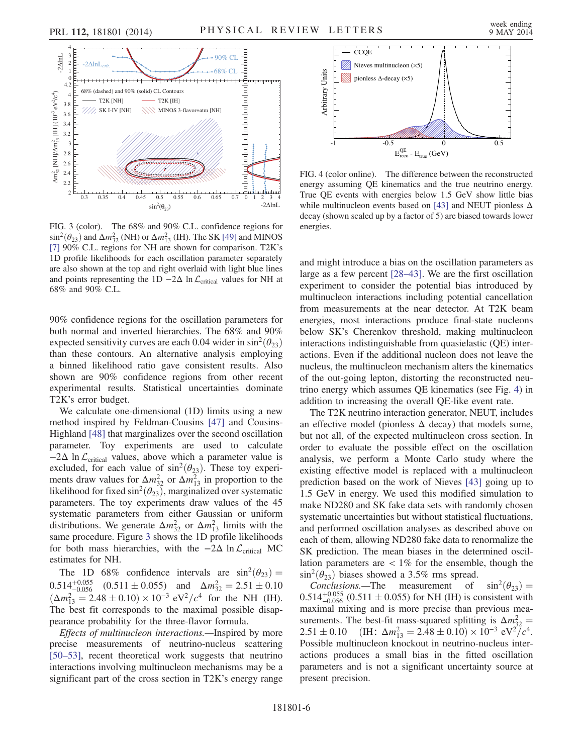FIG. 3 (color). The 68% and 90% C.L. confidence regions for $\sin^2(\theta_{23})$ and $\Delta m^2_{32}$ (NH) or $\Delta m^2_{13}$ (IH). The SK [49] and MINOS [7] 90% C.L. regions for NH are shown for comparison. T2K's 1D profile likelihoods for each oscillation parameter separately are also shown at the top and right overlaid with light blue lines and points representing the 1D $-2\Delta \ln \mathcal{L}_{\text{critical}}$ values for NH at 68% and 90% C.L.

90% confidence regions for the oscillation parameters for both normal and inverted hierarchies. The 68% and 90% expected sensitivity curves are each 0.04 wider in $\sin^2(\theta_{23})$ than these contours. An alternative analysis employing a binned likelihood ratio gave consistent results. Also shown are 90% confidence regions from other recent experimental results. Statistical uncertainties dominate T2K's error budget.

We calculate one-dimensional (1D) limits using a new method inspired by Feldman-Cousins [47] and Cousins-Highland [48] that marginalizes over the second oscillation parameter. Toy experiments are used to calculate $-2\Delta \ln \mathcal{L}_{\text{critical}}$ values, above which a parameter value is excluded, for each value of $\sin^2(\theta_{23})$. These toy experiments draw values for $\Delta m^2_{32}$ or $\Delta m^2_{13}$ in proportion to the likelihood for fixed $\sin^2(\theta_{23})$, marginalized over systematic parameters. The toy experiments draw values of the 45 systematic parameters from either Gaussian or uniform distributions. We generate $\Delta m^2_{32}$ or $\Delta m^2_{13}$ limits with the same procedure. Figure 3 shows the 1D profile likelihoods for both mass hierarchies, with the $-2\Delta \ln \mathcal{L}_{\text{critical}}$ MC estimates for NH.

The 1D 68% confidence intervals are $\sin^2(\theta_{23}) = 0.514^{+0.055}_{-0.056}$ $(0.511 \pm 0.055)$ and $\Delta m^2_{32} = 2.51 \pm 0.10$ $(\Delta m^2_{13} = 2.48 \pm 0.10) \times 10^{-3}\ \text{eV}^2/c^4$ for the NH (IH). The best fit corresponds to the maximal possible disappearance probability for the three-flavor formula.

*Effects of multinucleon interactions.*—Inspired by more precise measurements of neutrino-nucleus scattering [50–53], recent theoretical work suggests that neutrino interactions involving multinucleon mechanisms may be a significant part of the cross section in T2K's energy range and might introduce a bias on the oscillation parameters as large as a few percent [28–43]. We are the first oscillation experiment to consider the potential bias introduced by multinucleon interactions including potential cancellation from measurements at the near detector. At T2K beam energies, most interactions produce final-state nucleons below SK's Cherenkov threshold, making multinucleon interactions indistinguishable from quasielastic (QE) interactions. Even if the additional nucleon does not leave the nucleus, the multinucleon mechanism alters the kinematics of the out-going lepton, distorting the reconstructed neutrino energy which assumes QE kinematics (see Fig. 4) in addition to increasing the overall QE-like event rate.

FIG. 4 (color online). The difference between the reconstructed energy assuming QE kinematics and the true neutrino energy. True QE events with energies below 1.5 GeV show little bias while multinucleon events based on [43] and NEUT pionless $\Delta$ decay (shown scaled up by a factor of 5) are biased towards lower energies.

The T2K neutrino interaction generator, NEUT, includes an effective model (pionless $\Delta$ decay) that models some, but not all, of the expected multinucleon cross section. In order to evaluate the possible effect on the oscillation analysis, we perform a Monte Carlo study where the existing effective model is replaced with a multinucleon prediction based on the work of Nieves [43] going up to 1.5 GeV in energy. We used this modified simulation to make ND280 and SK fake data sets with randomly chosen systematic uncertainties but without statistical fluctuations, and performed oscillation analyses as described above on each of them, allowing ND280 fake data to renormalize the SK prediction. The mean biases in the determined oscillation parameters are $< 1\%$ for the ensemble, though the $\sin^2(\theta_{23})$ biases showed a 3.5% rms spread.

*Conclusions.*—The measurement of $\sin^2(\theta_{23}) = 0.514^{+0.055}_{-0.056}$ $(0.511 \pm 0.055)$ for NH (IH) is consistent with maximal mixing and is more precise than previous measurements. The best-fit mass-squared splitting is $\Delta m^2_{32} = 2.51 \pm 0.10$ (IH: $\Delta m^2_{13} = 2.48 \pm 0.10) \times 10^{-3}\ \text{eV}^2/c^4$. Possible multinucleon knockout in neutrino-nucleus interactions produces a small bias in the fitted oscillation parameters and is not a significant uncertainty source at present precision.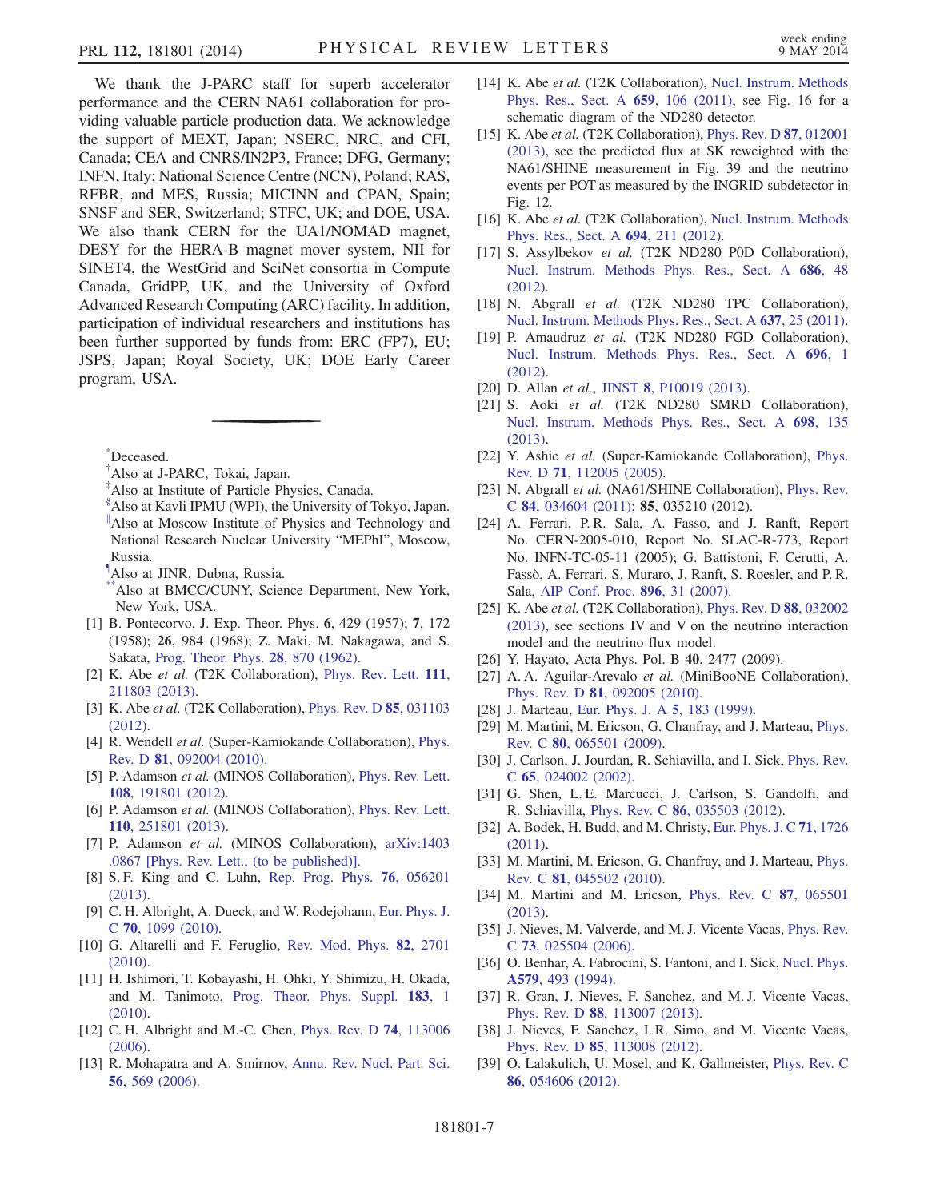We thank the J-PARC staff for superb accelerator performance and the CERN NA61 collaboration for providing valuable particle production data. We acknowledge the support of MEXT, Japan; NSERC, NRC, and CFI, Canada; CEA and CNRS/IN2P3, France; DFG, Germany; INFN, Italy; National Science Centre (NCN), Poland; RAS, RFBR, and MES, Russia; MICINN and CPAN, Spain; SNSF and SER, Switzerland; STFC, UK; and DOE, USA. We also thank CERN for the UA1/NOMAD magnet, DESY for the HERA-B magnet mover system, NII for SINET4, the WestGrid and SciNet consortia in Compute Canada, GridPP, UK, and the University of Oxford Advanced Research Computing (ARC) facility. In addition, participation of individual researchers and institutions has been further supported by funds from: ERC (FP7), EU; JSPS, Japan; Royal Society, UK; DOE Early Career program, USA.

---

[*]Deceased.

[†]Also at J-PARC, Tokai, Japan.

[‡]Also at Institute of Particle Physics, Canada.

[§]Also at Kavli IPMU (WPI), the University of Tokyo, Japan.

[‖]Also at Moscow Institute of Physics and Technology and National Research Nuclear University "MEPhI", Moscow, Russia.

[¶]Also at JINR, Dubna, Russia.

[**]Also at BMCC/CUNY, Science Department, New York, New York, USA.

[1] B. Pontecorvo, J. Exp. Theor. Phys. **6**, 429 (1957); **7**, 172 (1958); **26**, 984 (1968); Z. Maki, M. Nakagawa, and S. Sakata, Prog. Theor. Phys. **28**, 870 (1962).

[2] K. Abe *et al.* (T2K Collaboration), Phys. Rev. Lett. **111**, 211803 (2013).

[3] K. Abe *et al.* (T2K Collaboration), Phys. Rev. D **85**, 031103 (2012).

[4] R. Wendell *et al.* (Super-Kamiokande Collaboration), Phys. Rev. D **81**, 092004 (2010).

[5] P. Adamson *et al.* (MINOS Collaboration), Phys. Rev. Lett. **108**, 191801 (2012).

[6] P. Adamson *et al.* (MINOS Collaboration), Phys. Rev. Lett. **110**, 251801 (2013).

[7] P. Adamson *et al.* (MINOS Collaboration), arXiv:1403.0867 [Phys. Rev. Lett., (to be published)].

[8] S. F. King and C. Luhn, Rep. Prog. Phys. **76**, 056201 (2013).

[9] C. H. Albright, A. Dueck, and W. Rodejohann, Eur. Phys. J. C **70**, 1099 (2010).

[10] G. Altarelli and F. Feruglio, Rev. Mod. Phys. **82**, 2701 (2010).

[11] H. Ishimori, T. Kobayashi, H. Ohki, Y. Shimizu, H. Okada, and M. Tanimoto, Prog. Theor. Phys. Suppl. **183**, 1 (2010).

[12] C. H. Albright and M.-C. Chen, Phys. Rev. D **74**, 113006 (2006).

[13] R. Mohapatra and A. Smirnov, Annu. Rev. Nucl. Part. Sci. **56**, 569 (2006).

[14] K. Abe *et al.* (T2K Collaboration), Nucl. Instrum. Methods Phys. Res., Sect. A **659**, 106 (2011), see Fig. 16 for a schematic diagram of the ND280 detector.

[15] K. Abe *et al.* (T2K Collaboration), Phys. Rev. D **87**, 012001 (2013), see the predicted flux at SK reweighted with the NA61/SHINE measurement in Fig. 39 and the neutrino events per POT as measured by the INGRID subdetector in Fig. 12.

[16] K. Abe *et al.* (T2K Collaboration), Nucl. Instrum. Methods Phys. Res., Sect. A **694**, 211 (2012).

[17] S. Assylbekov *et al.* (T2K ND280 P0D Collaboration), Nucl. Instrum. Methods Phys. Res., Sect. A **686**, 48 (2012).

[18] N. Abgrall *et al.* (T2K ND280 TPC Collaboration), Nucl. Instrum. Methods Phys. Res., Sect. A **637**, 25 (2011).

[19] P. Amaudruz *et al.* (T2K ND280 FGD Collaboration), Nucl. Instrum. Methods Phys. Res., Sect. A **696**, 1 (2012).

[20] D. Allan *et al.*, JINST **8**, P10019 (2013).

[21] S. Aoki *et al.* (T2K ND280 SMRD Collaboration), Nucl. Instrum. Methods Phys. Res., Sect. A **698**, 135 (2013).

[22] Y. Ashie *et al.* (Super-Kamiokande Collaboration), Phys. Rev. D **71**, 112005 (2005).

[23] N. Abgrall *et al.* (NA61/SHINE Collaboration), Phys. Rev. C **84**, 034604 (2011); **85**, 035210 (2012).

[24] A. Ferrari, P. R. Sala, A. Fasso, and J. Ranft, Report No. CERN-2005-010, Report No. SLAC-R-773, Report No. INFN-TC-05-11 (2005); G. Battistoni, F. Cerutti, A. Fassò, A. Ferrari, S. Muraro, J. Ranft, S. Roesler, and P. R. Sala, AIP Conf. Proc. **896**, 31 (2007).

[25] K. Abe *et al.* (T2K Collaboration), Phys. Rev. D **88**, 032002 (2013), see sections IV and V on the neutrino interaction model and the neutrino flux model.

[26] Y. Hayato, Acta Phys. Pol. B **40**, 2477 (2009).

[27] A. A. Aguilar-Arevalo *et al.* (MiniBooNE Collaboration), Phys. Rev. D **81**, 092005 (2010).

[28] J. Marteau, Eur. Phys. J. A **5**, 183 (1999).

[29] M. Martini, M. Ericson, G. Chanfray, and J. Marteau, Phys. Rev. C **80**, 065501 (2009).

[30] J. Carlson, J. Jourdan, R. Schiavilla, and I. Sick, Phys. Rev. C **65**, 024002 (2002).

[31] G. Shen, L. E. Marcucci, J. Carlson, S. Gandolfi, and R. Schiavilla, Phys. Rev. C **86**, 035503 (2012).

[32] A. Bodek, H. Budd, and M. Christy, Eur. Phys. J. C **71**, 1726 (2011).

[33] M. Martini, M. Ericson, G. Chanfray, and J. Marteau, Phys. Rev. C **81**, 045502 (2010).

[34] M. Martini and M. Ericson, Phys. Rev. C **87**, 065501 (2013).

[35] J. Nieves, M. Valverde, and M. J. Vicente Vacas, Phys. Rev. C **73**, 025504 (2006).

[36] O. Benhar, A. Fabrocini, S. Fantoni, and I. Sick, Nucl. Phys. **A579**, 493 (1994).

[37] R. Gran, J. Nieves, F. Sanchez, and M. J. Vicente Vacas, Phys. Rev. D **88**, 113007 (2013).

[38] J. Nieves, F. Sanchez, I. R. Simo, and M. Vicente Vacas, Phys. Rev. D **85**, 113008 (2012).

[39] O. Lalakulich, U. Mosel, and K. Gallmeister, Phys. Rev. C **86**, 054606 (2012).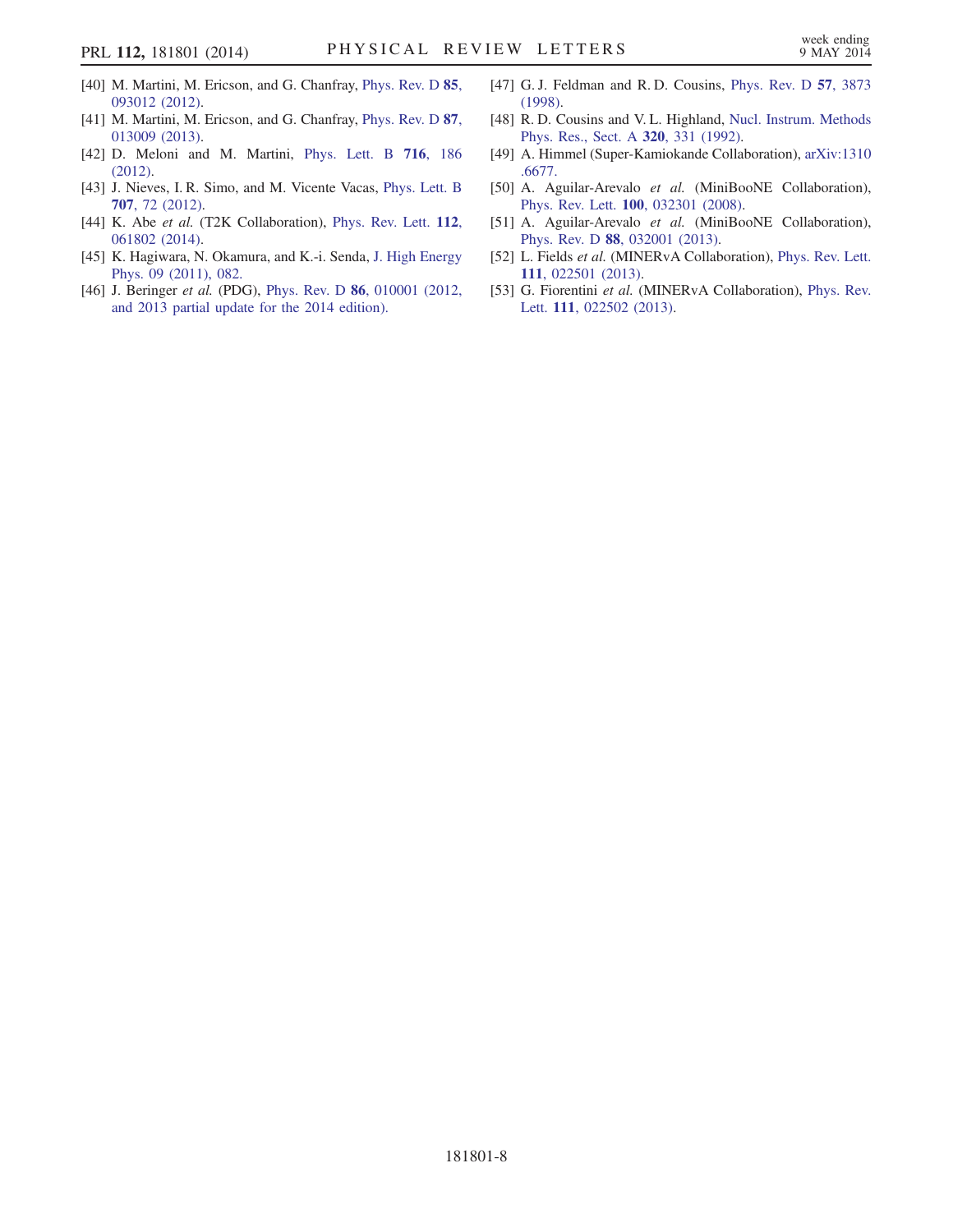[40] M. Martini, M. Ericson, and G. Chanfray, Phys. Rev. D **85**, 093012 (2012).

[41] M. Martini, M. Ericson, and G. Chanfray, Phys. Rev. D **87**, 013009 (2013).

[42] D. Meloni and M. Martini, Phys. Lett. B **716**, 186 (2012).

[43] J. Nieves, I. R. Simo, and M. Vicente Vacas, Phys. Lett. B **707**, 72 (2012).

[44] K. Abe *et al.* (T2K Collaboration), Phys. Rev. Lett. **112**, 061802 (2014).

[45] K. Hagiwara, N. Okamura, and K.-i. Senda, J. High Energy Phys. 09 (2011), 082.

[46] J. Beringer *et al.* (PDG), Phys. Rev. D **86**, 010001 (2012, and 2013 partial update for the 2014 edition).

[47] G. J. Feldman and R. D. Cousins, Phys. Rev. D **57**, 3873 (1998).

[48] R. D. Cousins and V. L. Highland, Nucl. Instrum. Methods Phys. Res., Sect. A **320**, 331 (1992).

[49] A. Himmel (Super-Kamiokande Collaboration), arXiv:1310.6677.

[50] A. Aguilar-Arevalo *et al.* (MiniBooNE Collaboration), Phys. Rev. Lett. **100**, 032301 (2008).

[51] A. Aguilar-Arevalo *et al.* (MiniBooNE Collaboration), Phys. Rev. D **88**, 032001 (2013).

[52] L. Fields *et al.* (MINERvA Collaboration), Phys. Rev. Lett. **111**, 022501 (2013).

[53] G. Fiorentini *et al.* (MINERvA Collaboration), Phys. Rev. Lett. **111**, 022502 (2013).